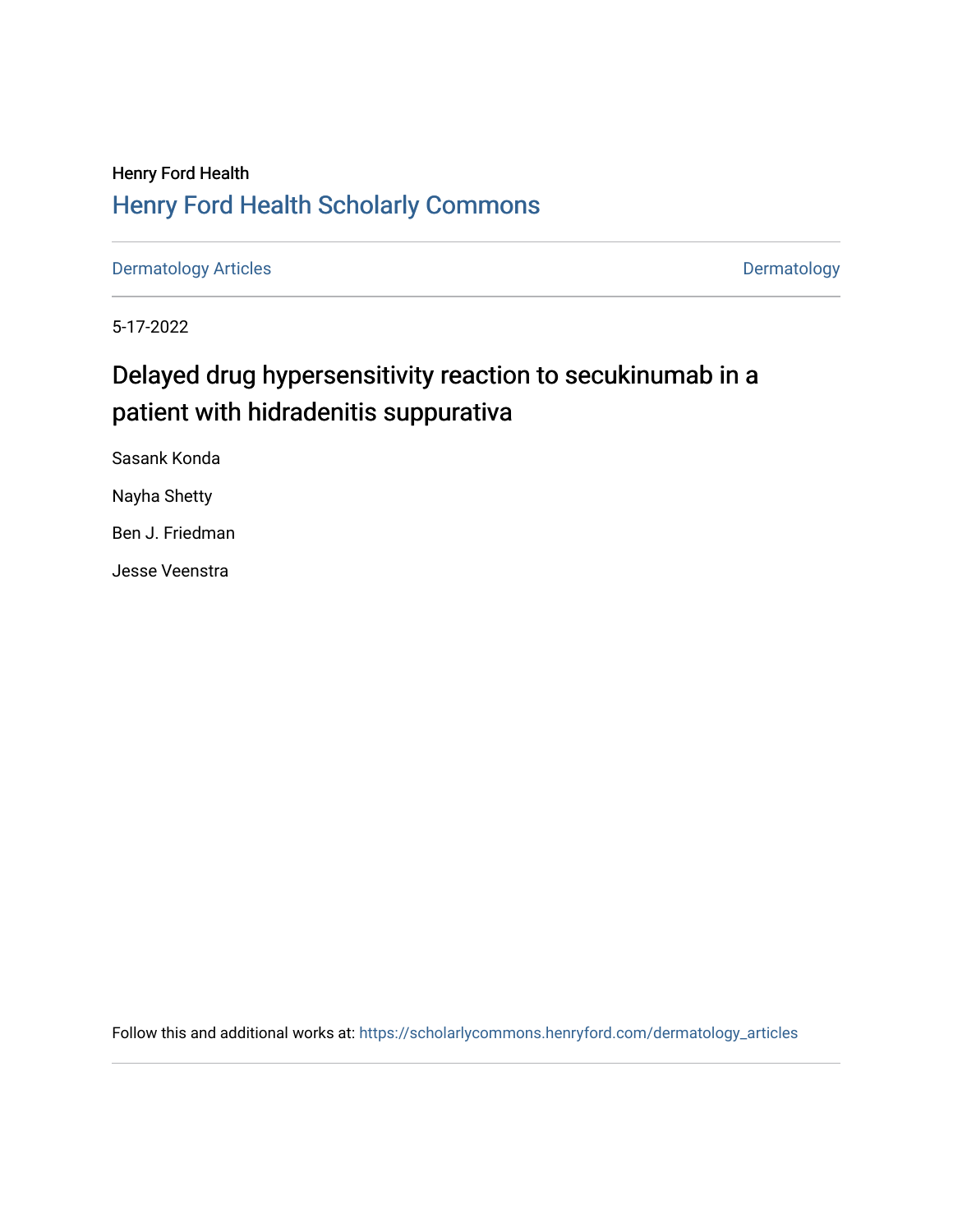Henry Ford Health

## Henry Ford Health Scholarly Commons

Dermatology Articles | Dermatology

5-17-2022

# Delayed drug hypersensitivity reaction to secukinumab in a patient with hidradenitis suppurativa

Sasank Konda

Nayha Shetty

Ben J. Friedman

Jesse Veenstra

Follow this and additional works at: https://scholarlycommons.henryford.com/dermatology_articles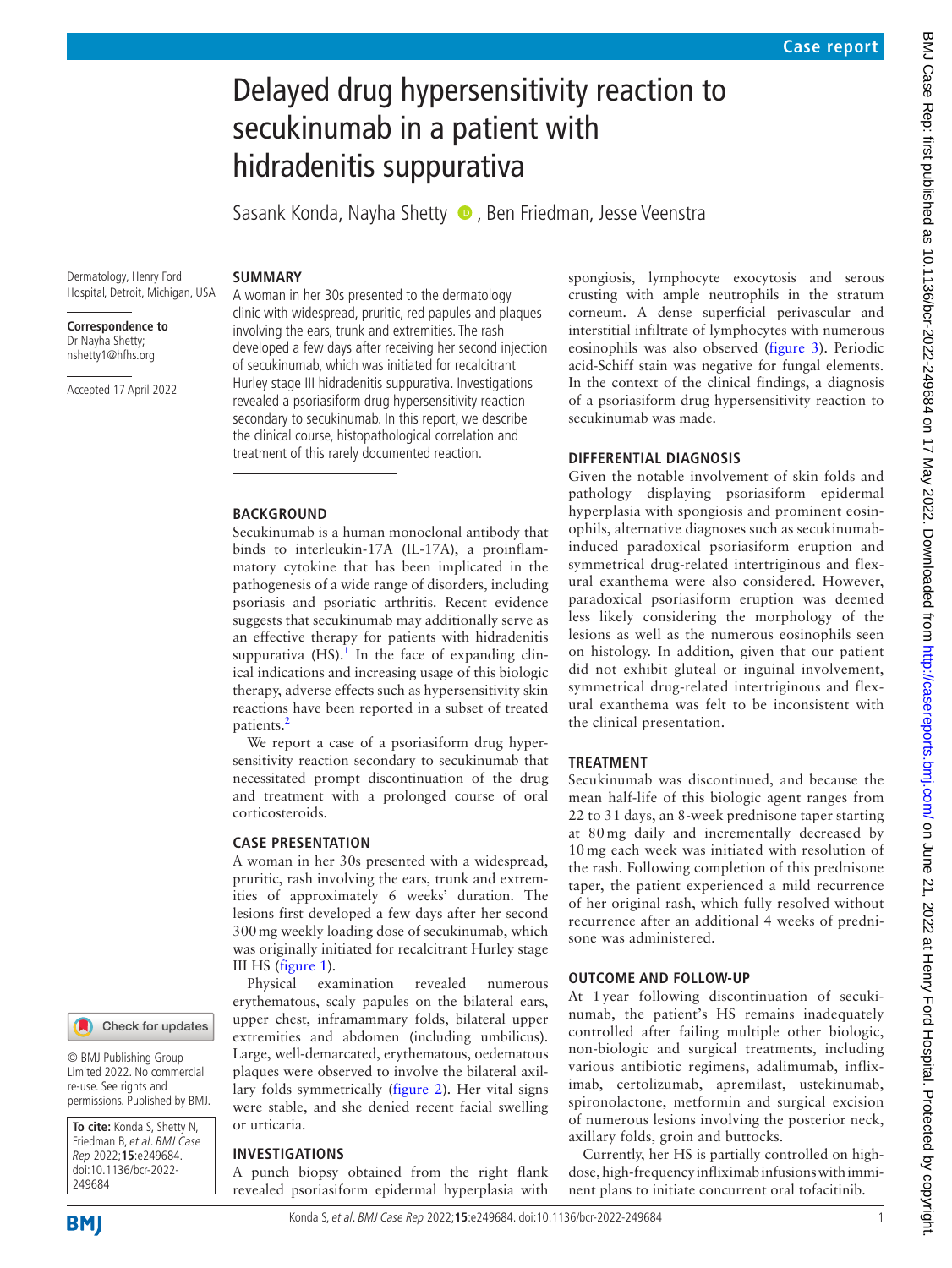# Delayed drug hypersensitivity reaction to secukinumab in a patient with hidradenitis suppurativa

Sasank Konda, Nayha Shetty, Ben Friedman, Jesse Veenstra

Dermatology, Henry Ford Hospital, Detroit, Michigan, USA

**Correspondence to**
Dr Nayha Shetty;
nshetty1@hfhs.org

Accepted 17 April 2022

© BMJ Publishing Group Limited 2022. No commercial re-use. See rights and permissions. Published by BMJ.

**To cite:** Konda S, Shetty N, Friedman B, *et al*. *BMJ Case Rep* 2022;**15**:e249684. doi:10.1136/bcr-2022-249684

## SUMMARY

A woman in her 30s presented to the dermatology clinic with widespread, pruritic, red papules and plaques involving the ears, trunk and extremities. The rash developed a few days after receiving her second injection of secukinumab, which was initiated for recalcitrant Hurley stage III hidradenitis suppurativa. Investigations revealed a psoriasiform drug hypersensitivity reaction secondary to secukinumab. In this report, we describe the clinical course, histopathological correlation and treatment of this rarely documented reaction.

## BACKGROUND

Secukinumab is a human monoclonal antibody that binds to interleukin-17A (IL-17A), a proinflammatory cytokine that has been implicated in the pathogenesis of a wide range of disorders, including psoriasis and psoriatic arthritis. Recent evidence suggests that secukinumab may additionally serve as an effective therapy for patients with hidradenitis suppurativa (HS).[1] In the face of expanding clinical indications and increasing usage of this biologic therapy, adverse effects such as hypersensitivity skin reactions have been reported in a subset of treated patients.[2]

We report a case of a psoriasiform drug hypersensitivity reaction secondary to secukinumab that necessitated prompt discontinuation of the drug and treatment with a prolonged course of oral corticosteroids.

## CASE PRESENTATION

A woman in her 30s presented with a widespread, pruritic, rash involving the ears, trunk and extremities of approximately 6 weeks' duration. The lesions first developed a few days after her second 300 mg weekly loading dose of secukinumab, which was originally initiated for recalcitrant Hurley stage III HS (figure 1).

Physical examination revealed numerous erythematous, scaly papules on the bilateral ears, upper chest, inframammary folds, bilateral upper extremities and abdomen (including umbilicus). Large, well-demarcated, erythematous, oedematous plaques were observed to involve the bilateral axillary folds symmetrically (figure 2). Her vital signs were stable, and she denied recent facial swelling or urticaria.

## INVESTIGATIONS

A punch biopsy obtained from the right flank revealed psoriasiform epidermal hyperplasia with spongiosis, lymphocyte exocytosis and serous crusting with ample neutrophils in the stratum corneum. A dense superficial perivascular and interstitial infiltrate of lymphocytes with numerous eosinophils was also observed (figure 3). Periodic acid-Schiff stain was negative for fungal elements. In the context of the clinical findings, a diagnosis of a psoriasiform drug hypersensitivity reaction to secukinumab was made.

## DIFFERENTIAL DIAGNOSIS

Given the notable involvement of skin folds and pathology displaying psoriasiform epidermal hyperplasia with spongiosis and prominent eosinophils, alternative diagnoses such as secukinumab-induced paradoxical psoriasiform eruption and symmetrical drug-related intertriginous and flexural exanthema were also considered. However, paradoxical psoriasiform eruption was deemed less likely considering the morphology of the lesions as well as the numerous eosinophils seen on histology. In addition, given that our patient did not exhibit gluteal or inguinal involvement, symmetrical drug-related intertriginous and flexural exanthema was felt to be inconsistent with the clinical presentation.

## TREATMENT

Secukinumab was discontinued, and because the mean half-life of this biologic agent ranges from 22 to 31 days, an 8-week prednisone taper starting at 80 mg daily and incrementally decreased by 10 mg each week was initiated with resolution of the rash. Following completion of this prednisone taper, the patient experienced a mild recurrence of her original rash, which fully resolved without recurrence after an additional 4 weeks of prednisone was administered.

## OUTCOME AND FOLLOW-UP

At 1 year following discontinuation of secukinumab, the patient's HS remains inadequately controlled after failing multiple other biologic, non-biologic and surgical treatments, including various antibiotic regimens, adalimumab, infliximab, certolizumab, apremilast, ustekinumab, spironolactone, metformin and surgical excision of numerous lesions involving the posterior neck, axillary folds, groin and buttocks.

Currently, her HS is partially controlled on high-dose, high-frequency infliximab infusions with imminent plans to initiate concurrent oral tofacitinib.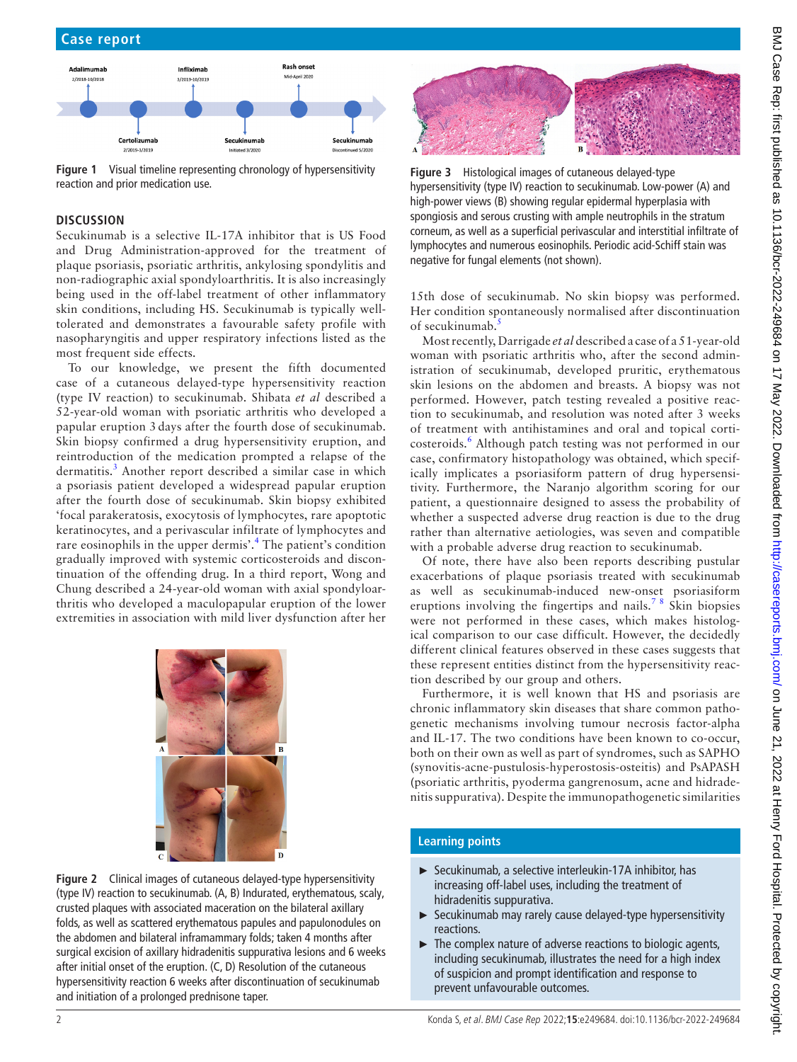Figure 1 Visual timeline representing chronology of hypersensitivity reaction and prior medication use.

## DISCUSSION

Secukinumab is a selective IL-17A inhibitor that is US Food and Drug Administration-approved for the treatment of plaque psoriasis, psoriatic arthritis, ankylosing spondylitis and non-radiographic axial spondyloarthritis. It is also increasingly being used in the off-label treatment of other inflammatory skin conditions, including HS. Secukinumab is typically well-tolerated and demonstrates a favourable safety profile with nasopharyngitis and upper respiratory infections listed as the most frequent side effects.

To our knowledge, we present the fifth documented case of a cutaneous delayed-type hypersensitivity reaction (type IV reaction) to secukinumab. Shibata *et al* described a 52-year-old woman with psoriatic arthritis who developed a papular eruption 3 days after the fourth dose of secukinumab. Skin biopsy confirmed a drug hypersensitivity eruption, and reintroduction of the medication prompted a relapse of the dermatitis.[3] Another report described a similar case in which a psoriasis patient developed a widespread papular eruption after the fourth dose of secukinumab. Skin biopsy exhibited 'focal parakeratosis, exocytosis of lymphocytes, rare apoptotic keratinocytes, and a perivascular infiltrate of lymphocytes and rare eosinophils in the upper dermis'.[4] The patient's condition gradually improved with systemic corticosteroids and discontinuation of the offending drug. In a third report, Wong and Chung described a 24-year-old woman with axial spondyloarthritis who developed a maculopapular eruption of the lower extremities in association with mild liver dysfunction after her 15th dose of secukinumab. No skin biopsy was performed. Her condition spontaneously normalised after discontinuation of secukinumab.[5]

Figure 2 Clinical images of cutaneous delayed-type hypersensitivity (type IV) reaction to secukinumab. (A, B) Indurated, erythematous, scaly, crusted plaques with associated maceration on the bilateral axillary folds, as well as scattered erythematous papules and papulonodules on the abdomen and bilateral inframammary folds; taken 4 months after surgical excision of axillary hidradenitis suppurativa lesions and 6 weeks after initial onset of the eruption. (C, D) Resolution of the cutaneous hypersensitivity reaction 6 weeks after discontinuation of secukinumab and initiation of a prolonged prednisone taper.

Figure 3 Histological images of cutaneous delayed-type hypersensitivity (type IV) reaction to secukinumab. Low-power (A) and high-power views (B) showing regular epidermal hyperplasia with spongiosis and serous crusting with ample neutrophils in the stratum corneum, as well as a superficial perivascular and interstitial infiltrate of lymphocytes and numerous eosinophils. Periodic acid-Schiff stain was negative for fungal elements (not shown).

Most recently, Darrigade *et al* described a case of a 51-year-old woman with psoriatic arthritis who, after the second administration of secukinumab, developed pruritic, erythematous skin lesions on the abdomen and breasts. A biopsy was not performed. However, patch testing revealed a positive reaction to secukinumab, and resolution was noted after 3 weeks of treatment with antihistamines and oral and topical corticosteroids.[6] Although patch testing was not performed in our case, confirmatory histopathology was obtained, which specifically implicates a psoriasiform pattern of drug hypersensitivity. Furthermore, the Naranjo algorithm scoring for our patient, a questionnaire designed to assess the probability of whether a suspected adverse drug reaction is due to the drug rather than alternative aetiologies, was seven and compatible with a probable adverse drug reaction to secukinumab.

Of note, there have also been reports describing pustular exacerbations of plaque psoriasis treated with secukinumab as well as secukinumab-induced new-onset psoriasiform eruptions involving the fingertips and nails.[7 8] Skin biopsies were not performed in these cases, which makes histological comparison to our case difficult. However, the decidedly different clinical features observed in these cases suggests that these represent entities distinct from the hypersensitivity reaction described by our group and others.

Furthermore, it is well known that HS and psoriasis are chronic inflammatory skin diseases that share common pathogenetic mechanisms involving tumour necrosis factor-alpha and IL-17. The two conditions have been known to co-occur, both on their own as well as part of syndromes, such as SAPHO (synovitis-acne-pustulosis-hyperostosis-osteitis) and PsAPASH (psoriatic arthritis, pyoderma gangrenosum, acne and hidradenitis suppurativa). Despite the immunopathogenetic similarities

### Learning points

- ► Secukinumab, a selective interleukin-17A inhibitor, has increasing off-label uses, including the treatment of hidradenitis suppurativa.
- ► Secukinumab may rarely cause delayed-type hypersensitivity reactions.
- ► The complex nature of adverse reactions to biologic agents, including secukinumab, illustrates the need for a high index of suspicion and prompt identification and response to prevent unfavourable outcomes.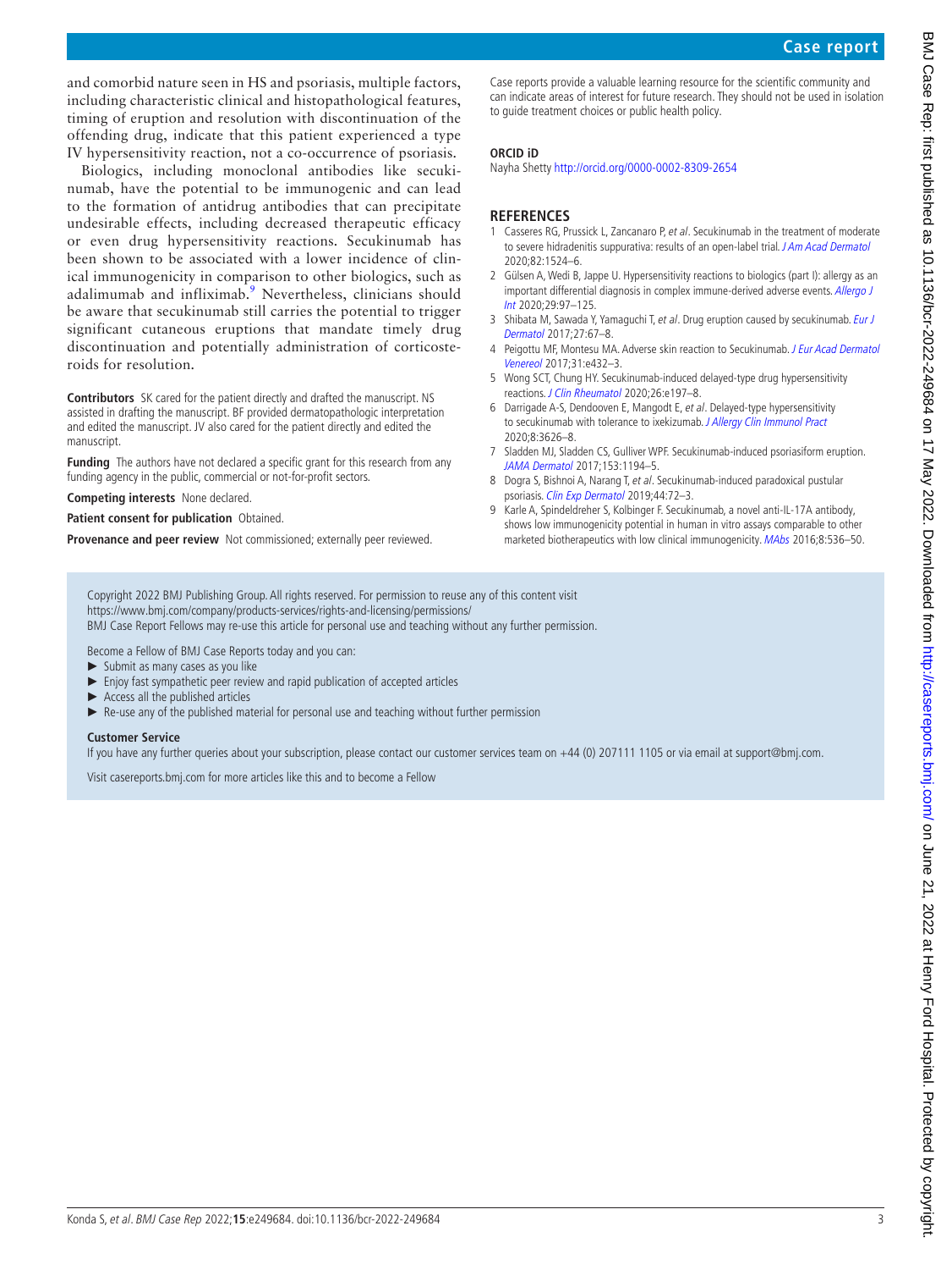and comorbid nature seen in HS and psoriasis, multiple factors, including characteristic clinical and histopathological features, timing of eruption and resolution with discontinuation of the offending drug, indicate that this patient experienced a type IV hypersensitivity reaction, not a co-occurrence of psoriasis.

Biologics, including monoclonal antibodies like secukinumab, have the potential to be immunogenic and can lead to the formation of antidrug antibodies that can precipitate undesirable effects, including decreased therapeutic efficacy or even drug hypersensitivity reactions. Secukinumab has been shown to be associated with a lower incidence of clinical immunogenicity in comparison to other biologics, such as adalimumab and infliximab.[9] Nevertheless, clinicians should be aware that secukinumab still carries the potential to trigger significant cutaneous eruptions that mandate timely drug discontinuation and potentially administration of corticosteroids for resolution.

**Contributors** SK cared for the patient directly and drafted the manuscript. NS assisted in drafting the manuscript. BF provided dermatopathologic interpretation and edited the manuscript. JV also cared for the patient directly and edited the manuscript.

**Funding** The authors have not declared a specific grant for this research from any funding agency in the public, commercial or not-for-profit sectors.

**Competing interests** None declared.

**Patient consent for publication** Obtained.

**Provenance and peer review** Not commissioned; externally peer reviewed.

Case reports provide a valuable learning resource for the scientific community and can indicate areas of interest for future research. They should not be used in isolation to guide treatment choices or public health policy.

**ORCID iD**

Nayha Shetty http://orcid.org/0000-0002-8309-2654

## REFERENCES

1. Casseres RG, Prussick L, Zancanaro P, *et al*. Secukinumab in the treatment of moderate to severe hidradenitis suppurativa: results of an open-label trial. *J Am Acad Dermatol* 2020;82:1524–6.
2. Gülsen A, Wedi B, Jappe U. Hypersensitivity reactions to biologics (part I): allergy as an important differential diagnosis in complex immune-derived adverse events. *Allergo J Int* 2020;29:97–125.
3. Shibata M, Sawada Y, Yamaguchi T, *et al*. Drug eruption caused by secukinumab. *Eur J Dermatol* 2017;27:67–8.
4. Peigottu MF, Montesu MA. Adverse skin reaction to Secukinumab. *J Eur Acad Dermatol Venereol* 2017;31:e432–3.
5. Wong SCT, Chung HY. Secukinumab-induced delayed-type drug hypersensitivity reactions. *J Clin Rheumatol* 2020;26:e197–8.
6. Darrigade A-S, Dendooven E, Mangodt E, *et al*. Delayed-type hypersensitivity to secukinumab with tolerance to ixekizumab. *J Allergy Clin Immunol Pract* 2020;8:3626–8.
7. Sladden MJ, Sladden CS, Gulliver WPF. Secukinumab-induced psoriasiform eruption. *JAMA Dermatol* 2017;153:1194–5.
8. Dogra S, Bishnoi A, Narang T, *et al*. Secukinumab-induced paradoxical pustular psoriasis. *Clin Exp Dermatol* 2019;44:72–3.
9. Karle A, Spindeldreher S, Kolbinger F. Secukinumab, a novel anti-IL-17A antibody, shows low immunogenicity potential in human in vitro assays comparable to other marketed biotherapeutics with low clinical immunogenicity. *MAbs* 2016;8:536–50.

Copyright 2022 BMJ Publishing Group. All rights reserved. For permission to reuse any of this content visit https://www.bmj.com/company/products-services/rights-and-licensing/permissions/
BMJ Case Report Fellows may re-use this article for personal use and teaching without any further permission.

Become a Fellow of BMJ Case Reports today and you can:

- ► Submit as many cases as you like
- ► Enjoy fast sympathetic peer review and rapid publication of accepted articles
- ► Access all the published articles
- ► Re-use any of the published material for personal use and teaching without further permission

**Customer Service**

If you have any further queries about your subscription, please contact our customer services team on +44 (0) 207111 1105 or via email at support@bmj.com.

Visit casereports.bmj.com for more articles like this and to become a Fellow